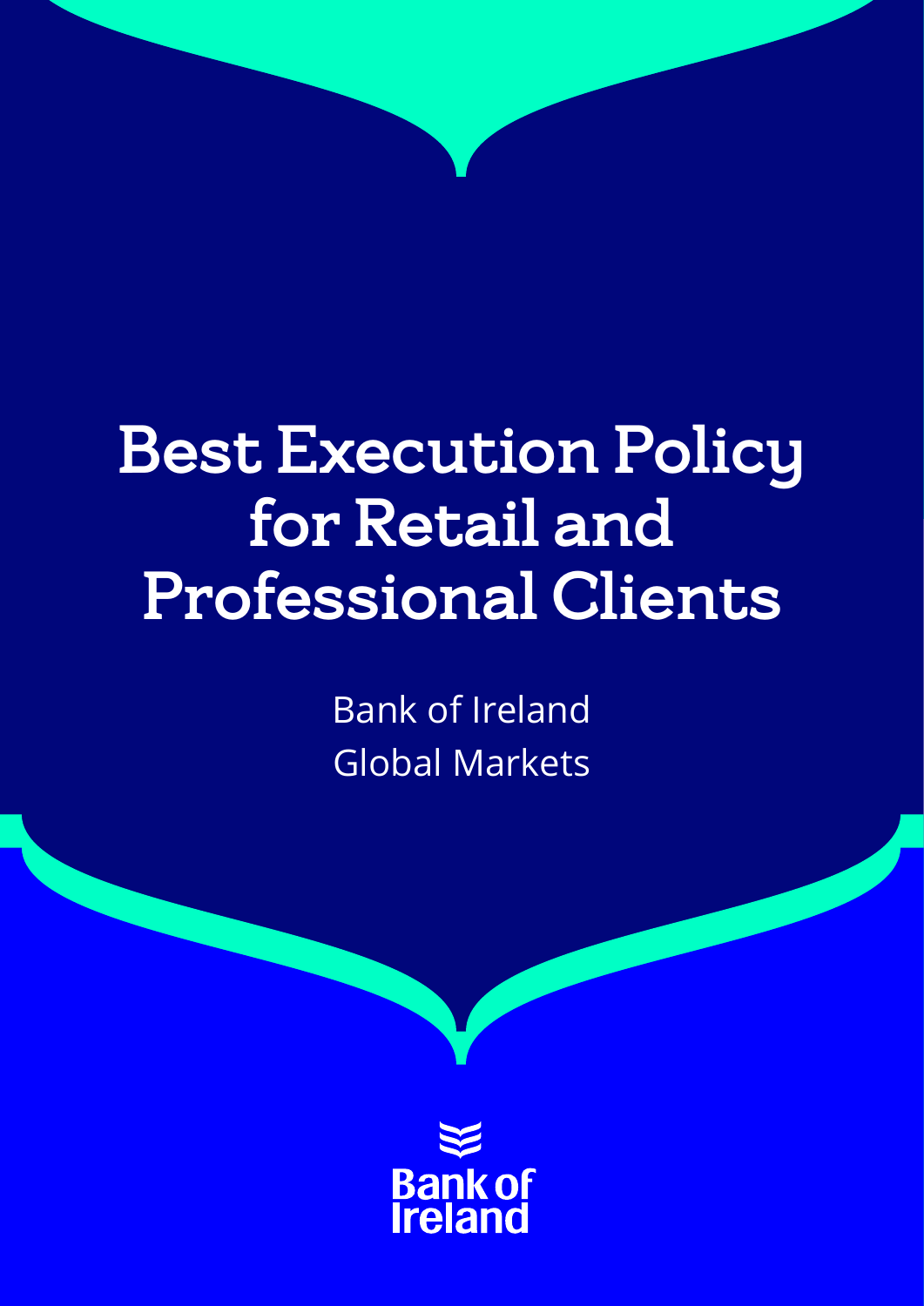# Best Execution Policy for Retail and Professional Clients

Bank of Ireland
Global Markets

Bank of Ireland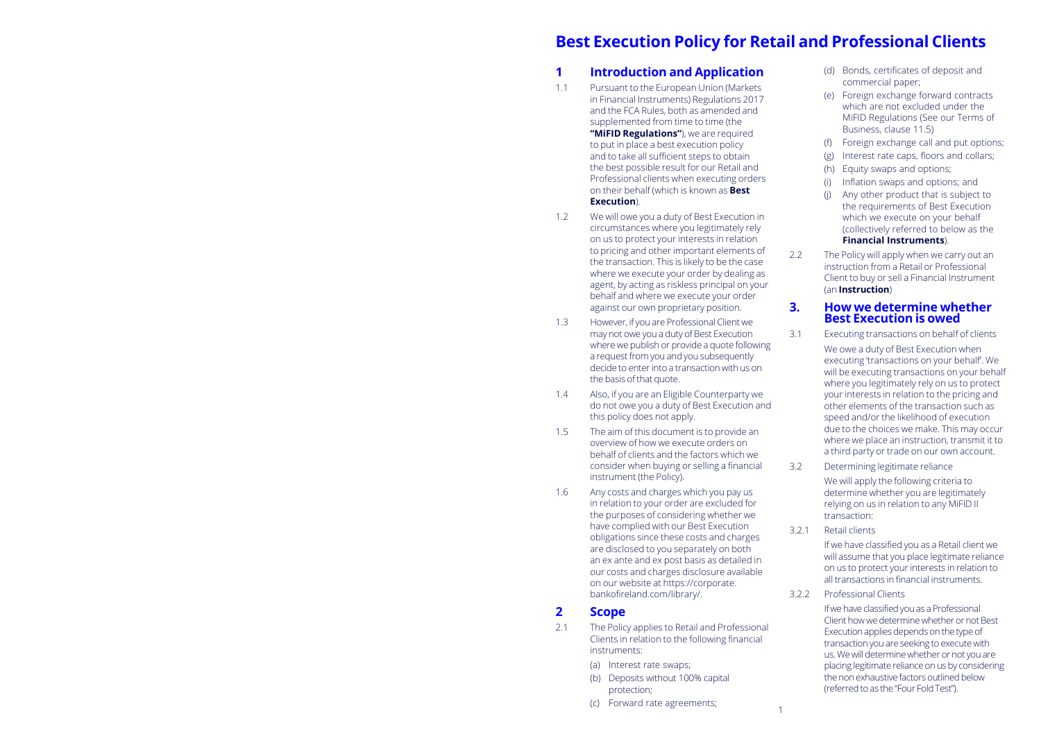# Best Execution Policy for Retail and Professional Clients

## 1 Introduction and Application

1.1 Pursuant to the European Union (Markets in Financial Instruments) Regulations 2017 and the FCA Rules, both as amended and supplemented from time to time (the **"MiFID Regulations"**), we are required to put in place a best execution policy and to take all sufficient steps to obtain the best possible result for our Retail and Professional clients when executing orders on their behalf (which is known as **Best Execution**).

1.2 We will owe you a duty of Best Execution in circumstances where you legitimately rely on us to protect your interests in relation to pricing and other important elements of the transaction. This is likely to be the case where we execute your order by dealing as agent, by acting as riskless principal on your behalf and where we execute your order against our own proprietary position.

1.3 However, if you are Professional Client we may not owe you a duty of Best Execution where we publish or provide a quote following a request from you and you subsequently decide to enter into a transaction with us on the basis of that quote.

1.4 Also, if you are an Eligible Counterparty we do not owe you a duty of Best Execution and this policy does not apply.

1.5 The aim of this document is to provide an overview of how we execute orders on behalf of clients and the factors which we consider when buying or selling a financial instrument (the Policy).

1.6 Any costs and charges which you pay us in relation to your order are excluded for the purposes of considering whether we have complied with our Best Execution obligations since these costs and charges are disclosed to you separately on both an ex ante and ex post basis as detailed in our costs and charges disclosure available on our website at https://corporate.bankofireland.com/library/.

## 2 Scope

2.1 The Policy applies to Retail and Professional Clients in relation to the following financial instruments:

(a) Interest rate swaps;

(b) Deposits without 100% capital protection;

(c) Forward rate agreements;

(d) Bonds, certificates of deposit and commercial paper;

(e) Foreign exchange forward contracts which are not excluded under the MiFID Regulations (See our Terms of Business, clause 11.5)

(f) Foreign exchange call and put options;

(g) Interest rate caps, floors and collars;

(h) Equity swaps and options;

(i) Inflation swaps and options; and

(j) Any other product that is subject to the requirements of Best Execution which we execute on your behalf (collectively referred to below as the **Financial Instruments**).

2.2 The Policy will apply when we carry out an instruction from a Retail or Professional Client to buy or sell a Financial Instrument (an **Instruction**)

## 3. How we determine whether Best Execution is owed

3.1 Executing transactions on behalf of clients

We owe a duty of Best Execution when executing 'transactions on your behalf'. We will be executing transactions on your behalf where you legitimately rely on us to protect your interests in relation to the pricing and other elements of the transaction such as speed and/or the likelihood of execution due to the choices we make. This may occur where we place an instruction, transmit it to a third party or trade on our own account.

3.2 Determining legitimate reliance

We will apply the following criteria to determine whether you are legitimately relying on us in relation to any MiFID II transaction:

3.2.1 Retail clients

If we have classified you as a Retail client we will assume that you place legitimate reliance on us to protect your interests in relation to all transactions in financial instruments.

3.2.2 Professional Clients

If we have classified you as a Professional Client how we determine whether or not Best Execution applies depends on the type of transaction you are seeking to execute with us. We will determine whether or not you are placing legitimate reliance on us by considering the non exhaustive factors outlined below (referred to as the "Four Fold Test").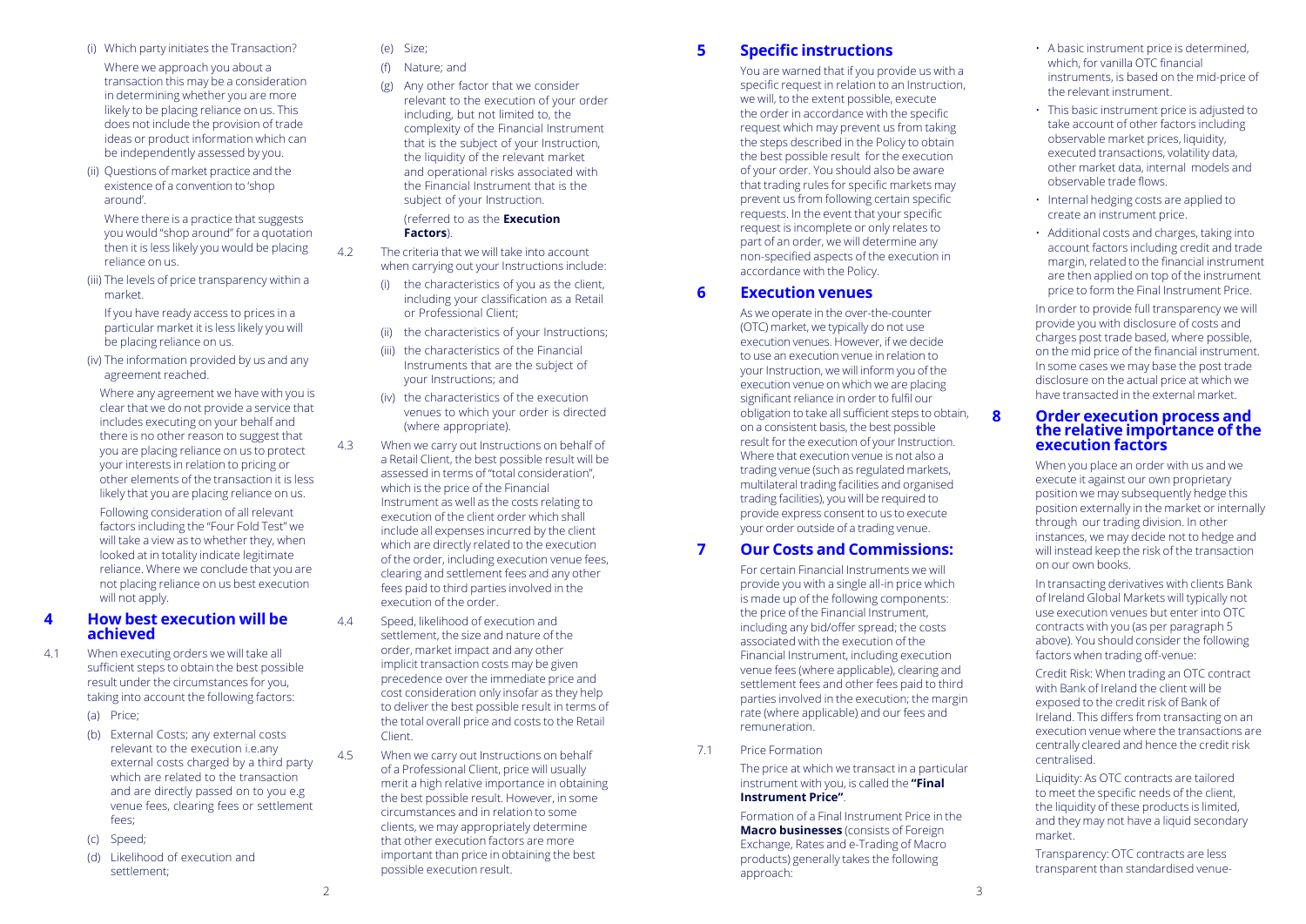(i) Which party initiates the Transaction?

Where we approach you about a transaction this may be a consideration in determining whether you are more likely to be placing reliance on us. This does not include the provision of trade ideas or product information which can be independently assessed by you.

(ii) Questions of market practice and the existence of a convention to 'shop around'.

Where there is a practice that suggests you would "shop around" for a quotation then it is less likely you would be placing reliance on us.

(iii) The levels of price transparency within a market.

If you have ready access to prices in a particular market it is less likely you will be placing reliance on us.

(iv) The information provided by us and any agreement reached.

Where any agreement we have with you is clear that we do not provide a service that includes executing on your behalf and there is no other reason to suggest that you are placing reliance on us to protect your interests in relation to pricing or other elements of the transaction it is less likely that you are placing reliance on us.

Following consideration of all relevant factors including the "Four Fold Test" we will take a view as to whether they, when looked at in totality indicate legitimate reliance. Where we conclude that you are not placing reliance on us best execution will not apply.

## 4 How best execution will be achieved

4.1 When executing orders we will take all sufficient steps to obtain the best possible result under the circumstances for you, taking into account the following factors:

(a) Price;

(b) External Costs; any external costs relevant to the execution i.e.any external costs charged by a third party which are related to the transaction and are directly passed on to you e.g venue fees, clearing fees or settlement fees;

(c) Speed;

(d) Likelihood of execution and settlement;

(e) Size;

(f) Nature; and

(g) Any other factor that we consider relevant to the execution of your order including, but not limited to, the complexity of the Financial Instrument that is the subject of your Instruction, the liquidity of the relevant market and operational risks associated with the Financial Instrument that is the subject of your Instruction.

(referred to as the **Execution Factors**).

4.2 The criteria that we will take into account when carrying out your Instructions include:

(i) the characteristics of you as the client, including your classification as a Retail or Professional Client;

(ii) the characteristics of your Instructions;

(iii) the characteristics of the Financial Instruments that are the subject of your Instructions; and

(iv) the characteristics of the execution venues to which your order is directed (where appropriate).

4.3 When we carry out Instructions on behalf of a Retail Client, the best possible result will be assessed in terms of "total consideration", which is the price of the Financial Instrument as well as the costs relating to execution of the client order which shall include all expenses incurred by the client which are directly related to the execution of the order, including execution venue fees, clearing and settlement fees and any other fees paid to third parties involved in the execution of the order.

4.4 Speed, likelihood of execution and settlement, the size and nature of the order, market impact and any other implicit transaction costs may be given precedence over the immediate price and cost consideration only insofar as they help to deliver the best possible result in terms of the total overall price and costs to the Retail Client.

4.5 When we carry out Instructions on behalf of a Professional Client, price will usually merit a high relative importance in obtaining the best possible result. However, in some circumstances and in relation to some clients, we may appropriately determine that other execution factors are more important than price in obtaining the best possible execution result.

## 5 Specific instructions

You are warned that if you provide us with a specific request in relation to an Instruction, we will, to the extent possible, execute the order in accordance with the specific request which may prevent us from taking the steps described in the Policy to obtain the best possible result for the execution of your order. You should also be aware that trading rules for specific markets may prevent us from following certain specific requests. In the event that your specific request is incomplete or only relates to part of an order, we will determine any non-specified aspects of the execution in accordance with the Policy.

## 6 Execution venues

As we operate in the over-the-counter (OTC) market, we typically do not use execution venues. However, if we decide to use an execution venue in relation to your Instruction, we will inform you of the execution venue on which we are placing significant reliance in order to fulfil our obligation to take all sufficient steps to obtain, on a consistent basis, the best possible result for the execution of your Instruction. Where that execution venue is not also a trading venue (such as regulated markets, multilateral trading facilities and organised trading facilities), you will be required to provide express consent to us to execute your order outside of a trading venue.

## 7 Our Costs and Commissions:

For certain Financial Instruments we will provide you with a single all-in price which is made up of the following components: the price of the Financial Instrument, including any bid/offer spread; the costs associated with the execution of the Financial Instrument, including execution venue fees (where applicable), clearing and settlement fees and other fees paid to third parties involved in the execution; the margin rate (where applicable) and our fees and remuneration.

7.1 Price Formation

The price at which we transact in a particular instrument with you, is called the **"Final Instrument Price"**.

Formation of a Final Instrument Price in the **Macro businesses** (consists of Foreign Exchange, Rates and e-Trading of Macro products) generally takes the following approach:

- A basic instrument price is determined, which, for vanilla OTC financial instruments, is based on the mid-price of the relevant instrument.
- This basic instrument price is adjusted to take account of other factors including observable market prices, liquidity, executed transactions, volatility data, other market data, internal models and observable trade flows.
- Internal hedging costs are applied to create an instrument price.
- Additional costs and charges, taking into account factors including credit and trade margin, related to the financial instrument are then applied on top of the instrument price to form the Final Instrument Price.

In order to provide full transparency we will provide you with disclosure of costs and charges post trade based, where possible, on the mid price of the financial instrument. In some cases we may base the post trade disclosure on the actual price at which we have transacted in the external market.

## 8 Order execution process and the relative importance of the execution factors

When you place an order with us and we execute it against our own proprietary position we may subsequently hedge this position externally in the market or internally through our trading division. In other instances, we may decide not to hedge and will instead keep the risk of the transaction on our own books.

In transacting derivatives with clients Bank of Ireland Global Markets will typically not use execution venues but enter into OTC contracts with you (as per paragraph 5 above). You should consider the following factors when trading off-venue:

Credit Risk: When trading an OTC contract with Bank of Ireland the client will be exposed to the credit risk of Bank of Ireland. This differs from transacting on an execution venue where the transactions are centrally cleared and hence the credit risk centralised.

Liquidity: As OTC contracts are tailored to meet the specific needs of the client, the liquidity of these products is limited, and they may not have a liquid secondary market.

Transparency: OTC contracts are less transparent than standardised venue-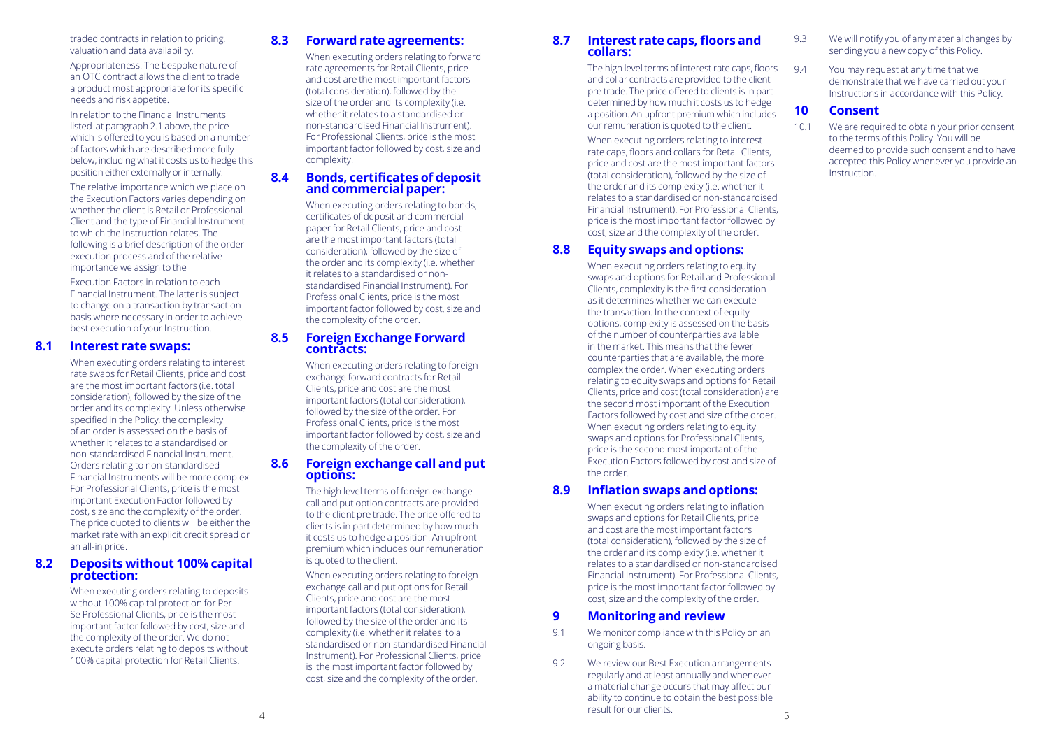traded contracts in relation to pricing, valuation and data availability.

Appropriateness: The bespoke nature of an OTC contract allows the client to trade a product most appropriate for its specific needs and risk appetite.

In relation to the Financial Instruments listed at paragraph 2.1 above, the price which is offered to you is based on a number of factors which are described more fully below, including what it costs us to hedge this position either externally or internally.

The relative importance which we place on the Execution Factors varies depending on whether the client is Retail or Professional Client and the type of Financial Instrument to which the Instruction relates. The following is a brief description of the order execution process and of the relative importance we assign to the

Execution Factors in relation to each Financial Instrument. The latter is subject to change on a transaction by transaction basis where necessary in order to achieve best execution of your Instruction.

## 8.1 Interest rate swaps:

When executing orders relating to interest rate swaps for Retail Clients, price and cost are the most important factors (i.e. total consideration), followed by the size of the order and its complexity. Unless otherwise specified in the Policy, the complexity of an order is assessed on the basis of whether it relates to a standardised or non-standardised Financial Instrument. Orders relating to non-standardised Financial Instruments will be more complex. For Professional Clients, price is the most important Execution Factor followed by cost, size and the complexity of the order. The price quoted to clients will be either the market rate with an explicit credit spread or an all-in price.

## 8.2 Deposits without 100% capital protection:

When executing orders relating to deposits without 100% capital protection for Per Se Professional Clients, price is the most important factor followed by cost, size and the complexity of the order. We do not execute orders relating to deposits without 100% capital protection for Retail Clients.

## 8.3 Forward rate agreements:

When executing orders relating to forward rate agreements for Retail Clients, price and cost are the most important factors (total consideration), followed by the size of the order and its complexity (i.e. whether it relates to a standardised or non-standardised Financial Instrument). For Professional Clients, price is the most important factor followed by cost, size and complexity.

## 8.4 Bonds, certificates of deposit and commercial paper:

When executing orders relating to bonds, certificates of deposit and commercial paper for Retail Clients, price and cost are the most important factors (total consideration), followed by the size of the order and its complexity (i.e. whether it relates to a standardised or non-standardised Financial Instrument). For Professional Clients, price is the most important factor followed by cost, size and the complexity of the order.

## 8.5 Foreign Exchange Forward contracts:

When executing orders relating to foreign exchange forward contracts for Retail Clients, price and cost are the most important factors (total consideration), followed by the size of the order. For Professional Clients, price is the most important factor followed by cost, size and the complexity of the order.

## 8.6 Foreign exchange call and put options:

The high level terms of foreign exchange call and put option contracts are provided to the client pre trade. The price offered to clients is in part determined by how much it costs us to hedge a position. An upfront premium which includes our remuneration is quoted to the client.

When executing orders relating to foreign exchange call and put options for Retail Clients, price and cost are the most important factors (total consideration), followed by the size of the order and its complexity (i.e. whether it relates to a standardised or non-standardised Financial Instrument). For Professional Clients, price is the most important factor followed by cost, size and the complexity of the order.

## 8.7 Interest rate caps, floors and collars:

The high level terms of interest rate caps, floors and collar contracts are provided to the client pre trade. The price offered to clients is in part determined by how much it costs us to hedge a position. An upfront premium which includes our remuneration is quoted to the client.

When executing orders relating to interest rate caps, floors and collars for Retail Clients, price and cost are the most important factors (total consideration), followed by the size of the order and its complexity (i.e. whether it relates to a standardised or non-standardised Financial Instrument). For Professional Clients, price is the most important factor followed by cost, size and the complexity of the order.

## 8.8 Equity swaps and options:

When executing orders relating to equity swaps and options for Retail and Professional Clients, complexity is the first consideration as it determines whether we can execute the transaction. In the context of equity options, complexity is assessed on the basis of the number of counterparties available in the market. This means that the fewer counterparties that are available, the more complex the order. When executing orders relating to equity swaps and options for Retail Clients, price and cost (total consideration) are the second most important of the Execution Factors followed by cost and size of the order. When executing orders relating to equity swaps and options for Professional Clients, price is the second most important of the Execution Factors followed by cost and size of the order.

## 8.9 Inflation swaps and options:

When executing orders relating to inflation swaps and options for Retail Clients, price and cost are the most important factors (total consideration), followed by the size of the order and its complexity (i.e. whether it relates to a standardised or non-standardised Financial Instrument). For Professional Clients, price is the most important factor followed by cost, size and the complexity of the order.

# 9 Monitoring and review

9.1 We monitor compliance with this Policy on an ongoing basis.

9.2 We review our Best Execution arrangements regularly and at least annually and whenever a material change occurs that may affect our ability to continue to obtain the best possible result for our clients.

9.3 We will notify you of any material changes by sending you a new copy of this Policy.

9.4 You may request at any time that we demonstrate that we have carried out your Instructions in accordance with this Policy.

# 10 Consent

10.1 We are required to obtain your prior consent to the terms of this Policy. You will be deemed to provide such consent and to have accepted this Policy whenever you provide an Instruction.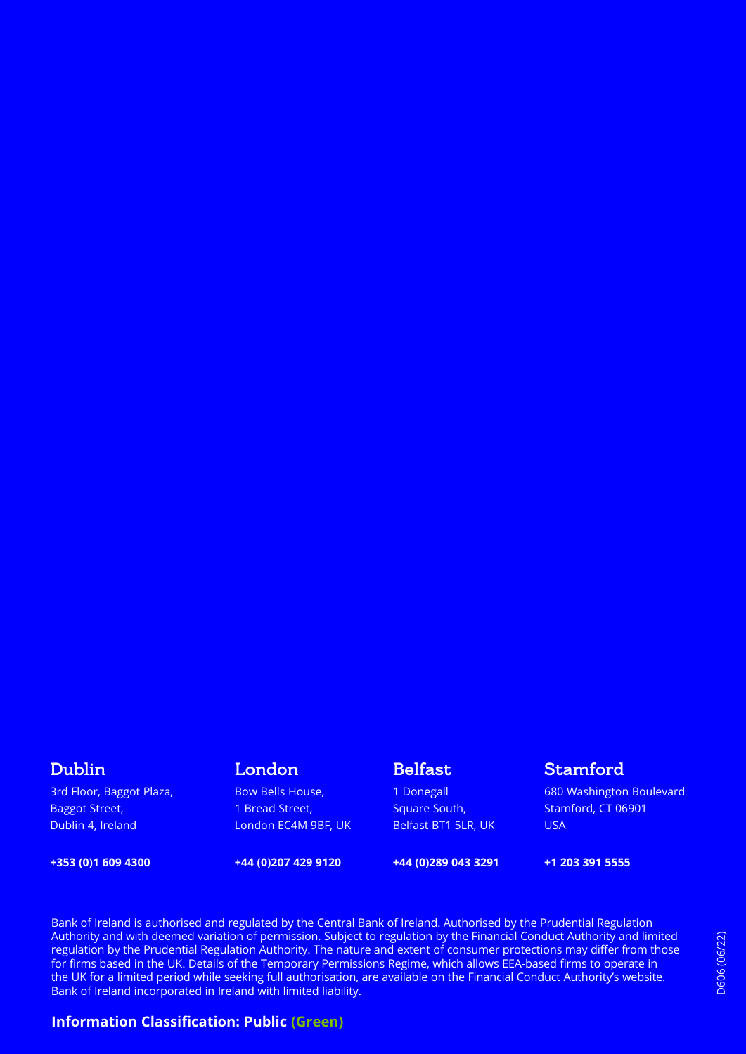### Dublin

3rd Floor, Baggot Plaza,
Baggot Street,
Dublin 4, Ireland

**+353 (0)1 609 4300**

### London

Bow Bells House,
1 Bread Street,
London EC4M 9BF, UK

**+44 (0)207 429 9120**

### Belfast

1 Donegall
Square South,
Belfast BT1 5LR, UK

**+44 (0)289 043 3291**

### Stamford

680 Washington Boulevard
Stamford, CT 06901
USA

**+1 203 391 5555**

Bank of Ireland is authorised and regulated by the Central Bank of Ireland. Authorised by the Prudential Regulation Authority and with deemed variation of permission. Subject to regulation by the Financial Conduct Authority and limited regulation by the Prudential Regulation Authority. The nature and extent of consumer protections may differ from those for firms based in the UK. Details of the Temporary Permissions Regime, which allows EEA-based firms to operate in the UK for a limited period while seeking full authorisation, are available on the Financial Conduct Authority's website. Bank of Ireland incorporated in Ireland with limited liability.

**Information Classification: Public (Green)**

D606 (06/22)